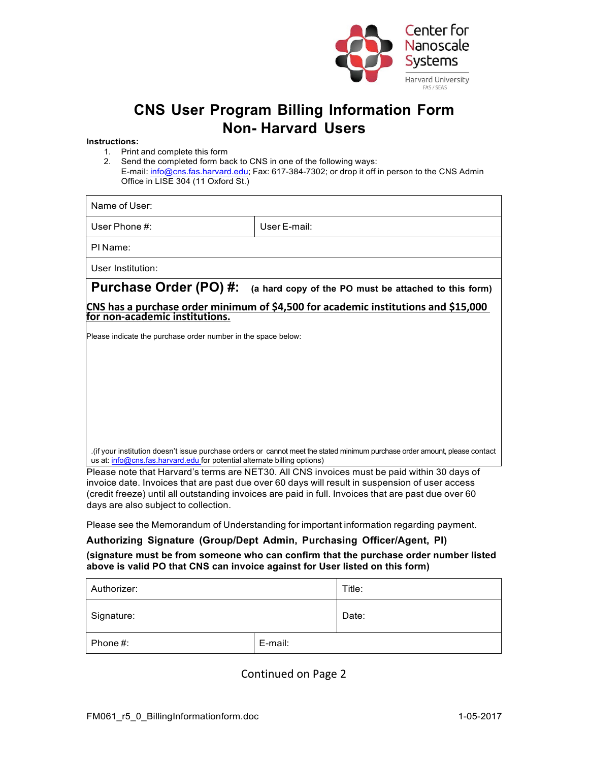Center for Nanoscale Systems
Harvard University
FAS / SEAS

# CNS User Program Billing Information Form
# Non- Harvard Users

**Instructions:**

1. Print and complete this form
2. Send the completed form back to CNS in one of the following ways:
   E-mail: info@cns.fas.harvard.edu; Fax: 617-384-7302; or drop it off in person to the CNS Admin Office in LISE 304 (11 Oxford St.)

| Name of User: | |
|---|---|
| User Phone #: | User E-mail: |
| PI Name: | |
| User Institution: | |

## Purchase Order (PO) #: **(a hard copy of the PO must be attached to this form)**

**CNS has a purchase order minimum of $4,500 for academic institutions and $15,000 for non-academic institutions.**

Please indicate the purchase order number in the space below:

.(if your institution doesn't issue purchase orders or cannot meet the stated minimum purchase order amount, please contact us at: info@cns.fas.harvard.edu for potential alternate billing options)

Please note that Harvard's terms are NET30. All CNS invoices must be paid within 30 days of invoice date. Invoices that are past due over 60 days will result in suspension of user access (credit freeze) until all outstanding invoices are paid in full. Invoices that are past due over 60 days are also subject to collection.

Please see the Memorandum of Understanding for important information regarding payment.

**Authorizing Signature (Group/Dept Admin, Purchasing Officer/Agent, PI)**

**(signature must be from someone who can confirm that the purchase order number listed above is valid PO that CNS can invoice against for User listed on this form)**

| Authorizer: | Title: |
|---|---|
| Signature: | Date: |
| Phone #: | E-mail: |

Continued on Page 2

FM061_r5_0_BillingInformationform.doc 1-05-2017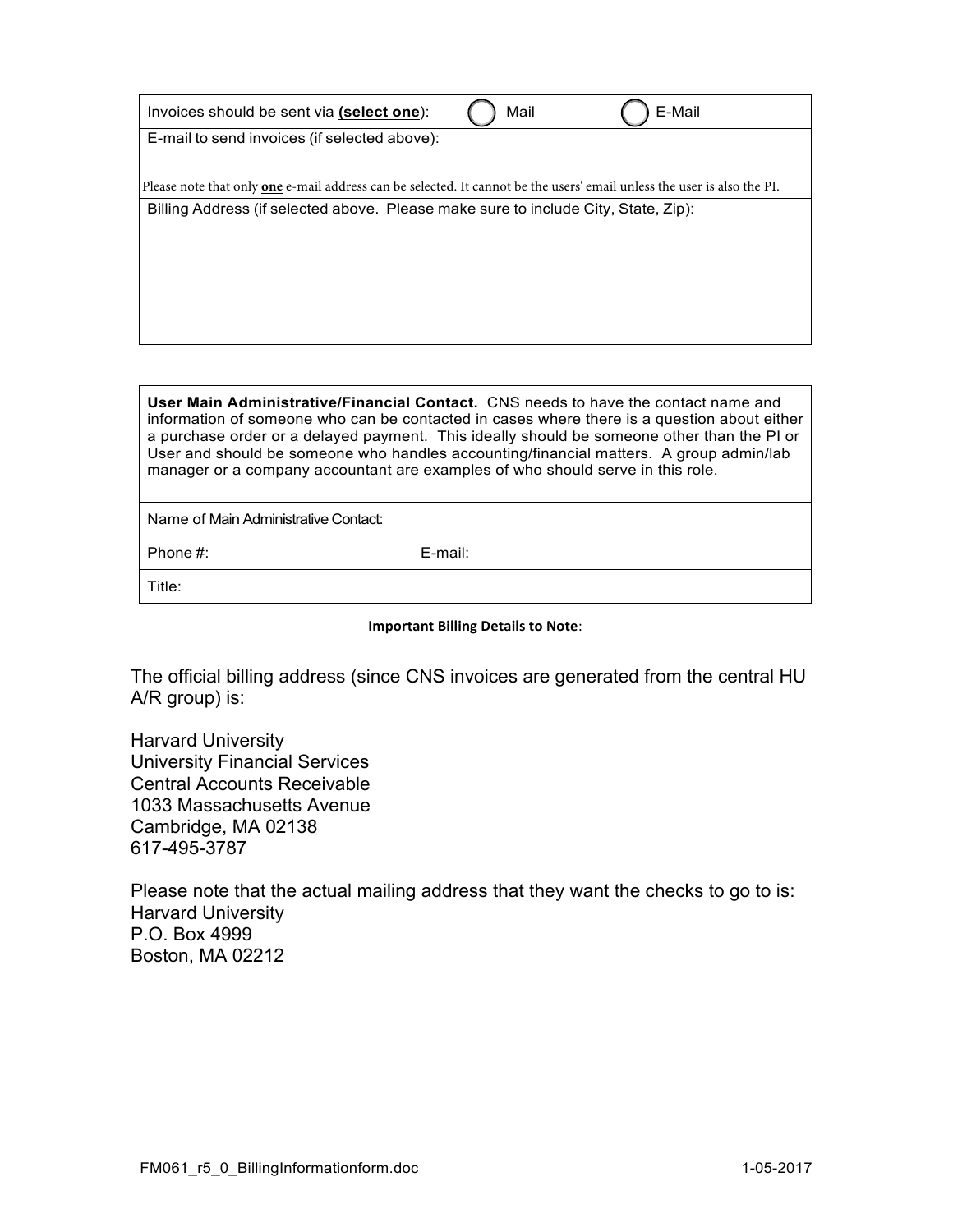| | | |
|---|---|---|
| Invoices should be sent via **<u>(select one)</u>**: | ◯ Mail | ◯ E-Mail |
| E-mail to send invoices (if selected above):<br><br>Please note that only **<u>one</u>** e-mail address can be selected. It cannot be the users' email unless the user is also the PI. | | |
| Billing Address (if selected above. Please make sure to include City, State, Zip): | | |

| | |
|---|---|
| **User Main Administrative/Financial Contact.** CNS needs to have the contact name and information of someone who can be contacted in cases where there is a question about either a purchase order or a delayed payment. This ideally should be someone other than the PI or User and should be someone who handles accounting/financial matters. A group admin/lab manager or a company accountant are examples of who should serve in this role. | |
| Name of Main Administrative Contact: | |
| Phone #: | E-mail: |
| Title: | |

**Important Billing Details to Note**:

The official billing address (since CNS invoices are generated from the central HU A/R group) is:

Harvard University
University Financial Services
Central Accounts Receivable
1033 Massachusetts Avenue
Cambridge, MA 02138
617-495-3787

Please note that the actual mailing address that they want the checks to go to is:
Harvard University
P.O. Box 4999
Boston, MA 02212

FM061_r5_0_BillingInformationform.doc 1-05-2017